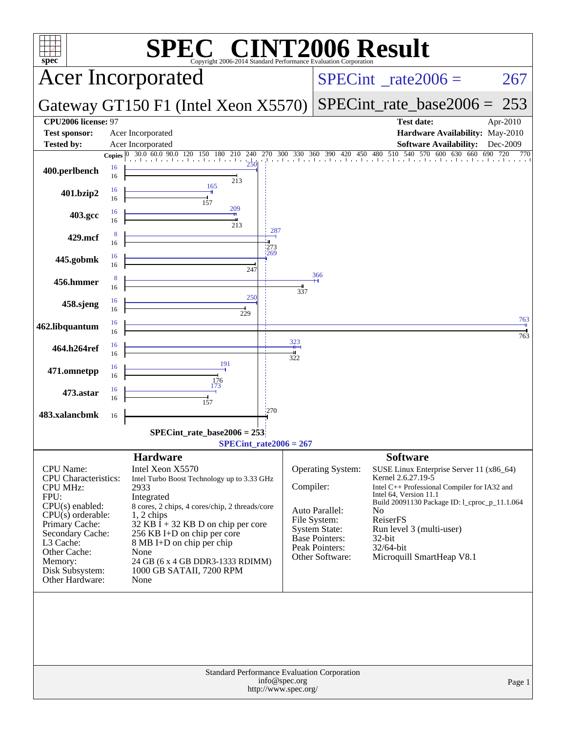# SPEC CINT2006 Result

Copyright 2006-2014 Standard Performance Evaluation Corporation

## Acer Incorporated

**Gateway GT150 F1 (Intel Xeon X5570)**

SPECint_rate2006 = 267

SPECint_rate_base2006 = 253

| | | | |
|---|---|---|---|
| **CPU2006 license:** | 97 | **Test date:** | Apr-2010 |
| **Test sponsor:** | Acer Incorporated | **Hardware Availability:** | May-2010 |
| **Tested by:** | Acer Incorporated | **Software Availability:** | Dec-2009 |

Copies 0 30.0 60.0 90.0 120 150 180 210 240 270 300 330 360 390 420 450 480 510 540 570 600 630 660 690 720 770

400.perlbench 16 16 250 213

401.bzip2 16 16 165 157

403.gcc 16 16 209 213

429.mcf 8 16 287 273

445.gobmk 16 16 269 247

456.hmmer 8 16 366 337

458.sjeng 16 16 250 229

462.libquantum 16 16 763 763

464.h264ref 16 16 323 322

471.omnetpp 16 16 191 176

473.astar 16 16 173 157

483.xalancbmk 16 270

SPECint_rate_base2006 = 253

SPECint_rate2006 = 267

### Hardware

| | |
|---|---|
| CPU Name: | Intel Xeon X5570 |
| CPU Characteristics: | Intel Turbo Boost Technology up to 3.33 GHz |
| CPU MHz: | 2933 |
| FPU: | Integrated |
| CPU(s) enabled: | 8 cores, 2 chips, 4 cores/chip, 2 threads/core |
| CPU(s) orderable: | 1, 2 chips |
| Primary Cache: | 32 KB I + 32 KB D on chip per core |
| Secondary Cache: | 256 KB I+D on chip per core |
| L3 Cache: | 8 MB I+D on chip per chip |
| Other Cache: | None |
| Memory: | 24 GB (6 x 4 GB DDR3-1333 RDIMM) |
| Disk Subsystem: | 1000 GB SATAII, 7200 RPM |
| Other Hardware: | None |

### Software

| | |
|---|---|
| Operating System: | SUSE Linux Enterprise Server 11 (x86_64) Kernel 2.6.27.19-5 |
| Compiler: | Intel C++ Professional Compiler for IA32 and Intel 64, Version 11.1 Build 20091130 Package ID: l_cproc_p_11.1.064 |
| Auto Parallel: | No |
| File System: | ReiserFS |
| System State: | Run level 3 (multi-user) |
| Base Pointers: | 32-bit |
| Peak Pointers: | 32/64-bit |
| Other Software: | Microquill SmartHeap V8.1 |

Standard Performance Evaluation Corporation
info@spec.org
http://www.spec.org/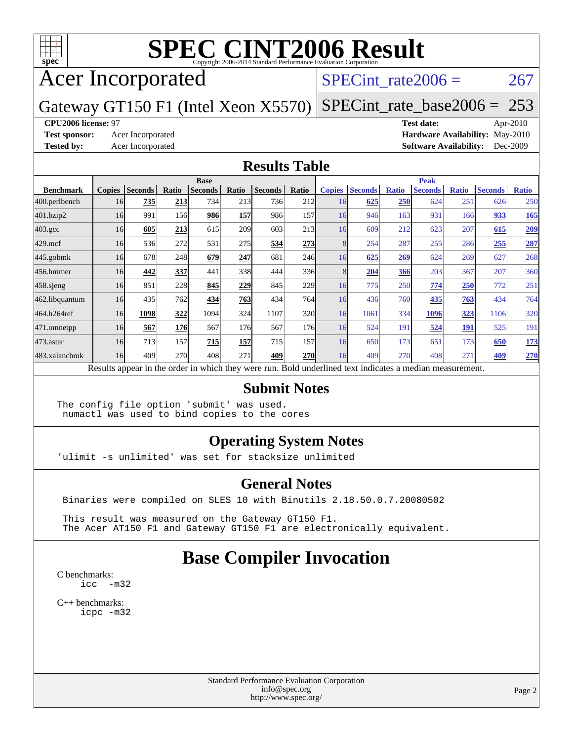# SPEC CINT2006 Result

Copyright 2006-2014 Standard Performance Evaluation Corporation

## Acer Incorporated

Gateway GT150 F1 (Intel Xeon X5570)

SPECint_rate2006 = 267

SPECint_rate_base2006 = 253

**CPU2006 license:** 97
**Test sponsor:** Acer Incorporated
**Tested by:** Acer Incorporated

**Test date:** Apr-2010
**Hardware Availability:** May-2010
**Software Availability:** Dec-2009

## Results Table

| | Base | | | | | | | Peak | | | | | | |
|---|---|---|---|---|---|---|---|---|---|---|---|---|---|---|
| **Benchmark** | **Copies** | **Seconds** | **Ratio** | **Seconds** | **Ratio** | **Seconds** | **Ratio** | **Copies** | **Seconds** | **Ratio** | **Seconds** | **Ratio** | **Seconds** | **Ratio** |
| 400.perlbench | 16 | **735** | **213** | 734 | 213 | 736 | 212 | 16 | **625** | **250** | 624 | 251 | 626 | 250 |
| 401.bzip2 | 16 | 991 | 156 | **986** | **157** | 986 | 157 | 16 | 946 | 163 | 931 | 166 | **933** | **165** |
| 403.gcc | 16 | **605** | **213** | 615 | 209 | 603 | 213 | 16 | 609 | 212 | 623 | 207 | **615** | **209** |
| 429.mcf | 16 | 536 | 272 | 531 | 275 | **534** | **273** | 8 | 254 | 287 | 255 | 286 | **255** | **287** |
| 445.gobmk | 16 | 678 | 248 | **679** | **247** | 681 | 246 | 16 | **625** | **269** | 624 | 269 | 627 | 268 |
| 456.hmmer | 16 | **442** | **337** | 441 | 338 | 444 | 336 | 8 | **204** | **366** | 203 | 367 | 207 | 360 |
| 458.sjeng | 16 | 851 | 228 | **845** | **229** | 845 | 229 | 16 | 775 | 250 | **774** | **250** | 772 | 251 |
| 462.libquantum | 16 | 435 | 762 | **434** | **763** | 434 | 764 | 16 | 436 | 760 | **435** | **763** | 434 | 764 |
| 464.h264ref | 16 | **1098** | **322** | 1094 | 324 | 1107 | 320 | 16 | 1061 | 334 | **1096** | **323** | 1106 | 320 |
| 471.omnetpp | 16 | **567** | **176** | 567 | 176 | 567 | 176 | 16 | 524 | 191 | **524** | **191** | 525 | 191 |
| 473.astar | 16 | 713 | 157 | **715** | **157** | 715 | 157 | 16 | 650 | 173 | 651 | 173 | **650** | **173** |
| 483.xalancbmk | 16 | 409 | 270 | 408 | 271 | **409** | **270** | 16 | 409 | 270 | 408 | 271 | **409** | **270** |

Results appear in the order in which they were run. Bold underlined text indicates a median measurement.

## Submit Notes

```
The config file option 'submit' was used.
 numactl was used to bind copies to the cores
```

## Operating System Notes

```
'ulimit -s unlimited' was set for stacksize unlimited
```

## General Notes

```
Binaries were compiled on SLES 10 with Binutils 2.18.50.0.7.20080502

This result was measured on the Gateway GT150 F1.
The Acer AT150 F1 and Gateway GT150 F1 are electronically equivalent.
```

## Base Compiler Invocation

C benchmarks:
```
icc  -m32
```

C++ benchmarks:
```
icpc -m32
```

Standard Performance Evaluation Corporation
info@spec.org
http://www.spec.org/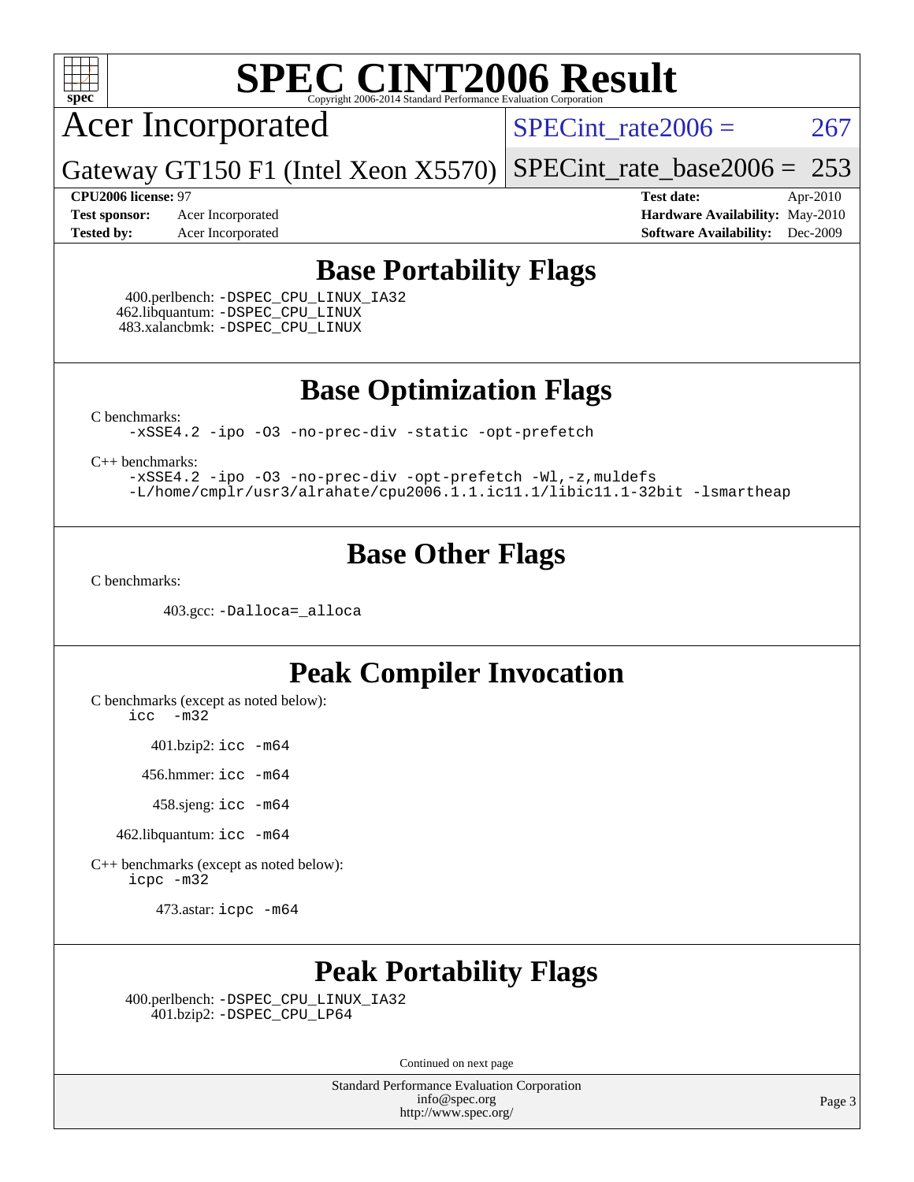# SPEC CINT2006 Result

Copyright 2006-2014 Standard Performance Evaluation Corporation

**Acer Incorporated**

**Gateway GT150 F1 (Intel Xeon X5570)**

SPECint_rate2006 = 267

SPECint_rate_base2006 = 253

**CPU2006 license:** 97
**Test sponsor:** Acer Incorporated
**Tested by:** Acer Incorporated

**Test date:** Apr-2010
**Hardware Availability:** May-2010
**Software Availability:** Dec-2009

## Base Portability Flags

400.perlbench: -DSPEC_CPU_LINUX_IA32
462.libquantum: -DSPEC_CPU_LINUX
483.xalancbmk: -DSPEC_CPU_LINUX

## Base Optimization Flags

C benchmarks:
-xSSE4.2 -ipo -O3 -no-prec-div -static -opt-prefetch

C++ benchmarks:
-xSSE4.2 -ipo -O3 -no-prec-div -opt-prefetch -Wl,-z,muldefs
-L/home/cmplr/usr3/alrahate/cpu2006.1.1.ic11.1/libic11.1-32bit -lsmartheap

## Base Other Flags

C benchmarks:

403.gcc: -Dalloca=_alloca

## Peak Compiler Invocation

C benchmarks (except as noted below):
icc -m32

401.bzip2: icc -m64

456.hmmer: icc -m64

458.sjeng: icc -m64

462.libquantum: icc -m64

C++ benchmarks (except as noted below):
icpc -m32

473.astar: icpc -m64

## Peak Portability Flags

400.perlbench: -DSPEC_CPU_LINUX_IA32
401.bzip2: -DSPEC_CPU_LP64

Continued on next page

Standard Performance Evaluation Corporation
info@spec.org
http://www.spec.org/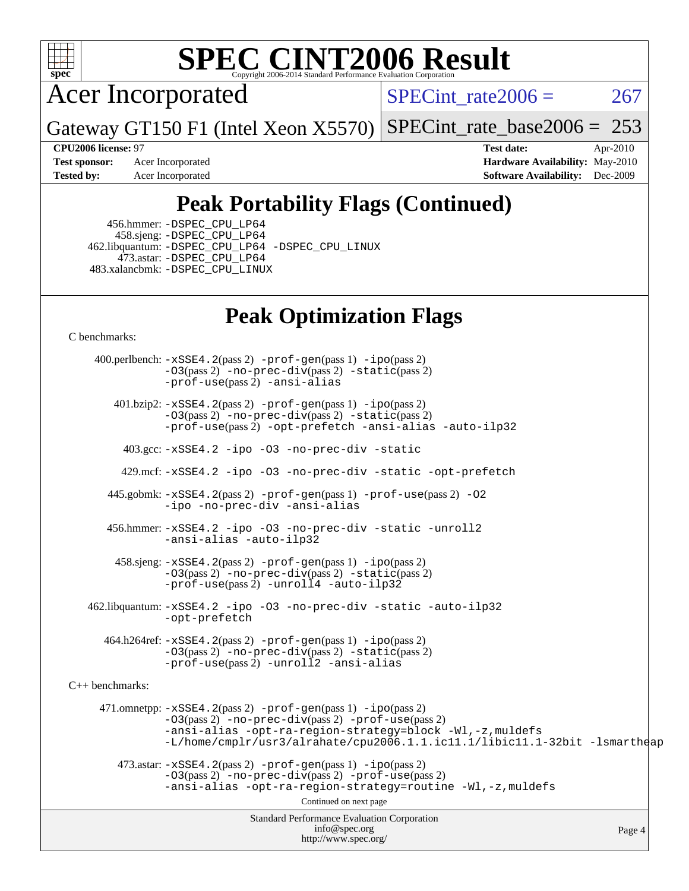# SPEC CINT2006 Result

Copyright 2006-2014 Standard Performance Evaluation Corporation

## Acer Incorporated

Gateway GT150 F1 (Intel Xeon X5570)

SPECint_rate2006 = 267

SPECint_rate_base2006 = 253

**CPU2006 license:** 97
**Test sponsor:** Acer Incorporated
**Tested by:** Acer Incorporated

**Test date:** Apr-2010
**Hardware Availability:** May-2010
**Software Availability:** Dec-2009

## Peak Portability Flags (Continued)

456.hmmer: -DSPEC_CPU_LP64
458.sjeng: -DSPEC_CPU_LP64
462.libquantum: -DSPEC_CPU_LP64 -DSPEC_CPU_LINUX
473.astar: -DSPEC_CPU_LP64
483.xalancbmk: -DSPEC_CPU_LINUX

## Peak Optimization Flags

C benchmarks:

400.perlbench: -xSSE4.2(pass 2) -prof-gen(pass 1) -ipo(pass 2) -O3(pass 2) -no-prec-div(pass 2) -static(pass 2) -prof-use(pass 2) -ansi-alias

401.bzip2: -xSSE4.2(pass 2) -prof-gen(pass 1) -ipo(pass 2) -O3(pass 2) -no-prec-div(pass 2) -static(pass 2) -prof-use(pass 2) -opt-prefetch -ansi-alias -auto-ilp32

403.gcc: -xSSE4.2 -ipo -O3 -no-prec-div -static

429.mcf: -xSSE4.2 -ipo -O3 -no-prec-div -static -opt-prefetch

445.gobmk: -xSSE4.2(pass 2) -prof-gen(pass 1) -prof-use(pass 2) -O2 -ipo -no-prec-div -ansi-alias

456.hmmer: -xSSE4.2 -ipo -O3 -no-prec-div -static -unroll2 -ansi-alias -auto-ilp32

458.sjeng: -xSSE4.2(pass 2) -prof-gen(pass 1) -ipo(pass 2) -O3(pass 2) -no-prec-div(pass 2) -static(pass 2) -prof-use(pass 2) -unroll4 -auto-ilp32

462.libquantum: -xSSE4.2 -ipo -O3 -no-prec-div -static -auto-ilp32 -opt-prefetch

464.h264ref: -xSSE4.2(pass 2) -prof-gen(pass 1) -ipo(pass 2) -O3(pass 2) -no-prec-div(pass 2) -static(pass 2) -prof-use(pass 2) -unroll2 -ansi-alias

C++ benchmarks:

471.omnetpp: -xSSE4.2(pass 2) -prof-gen(pass 1) -ipo(pass 2) -O3(pass 2) -no-prec-div(pass 2) -prof-use(pass 2) -ansi-alias -opt-ra-region-strategy=block -Wl,-z,muldefs -L/home/cmplr/usr3/alrahate/cpu2006.1.1.ic11.1/libic11.1-32bit -lsmartheap

473.astar: -xSSE4.2(pass 2) -prof-gen(pass 1) -ipo(pass 2) -O3(pass 2) -no-prec-div(pass 2) -prof-use(pass 2) -ansi-alias -opt-ra-region-strategy=routine -Wl,-z,muldefs

Continued on next page

Standard Performance Evaluation Corporation
info@spec.org
http://www.spec.org/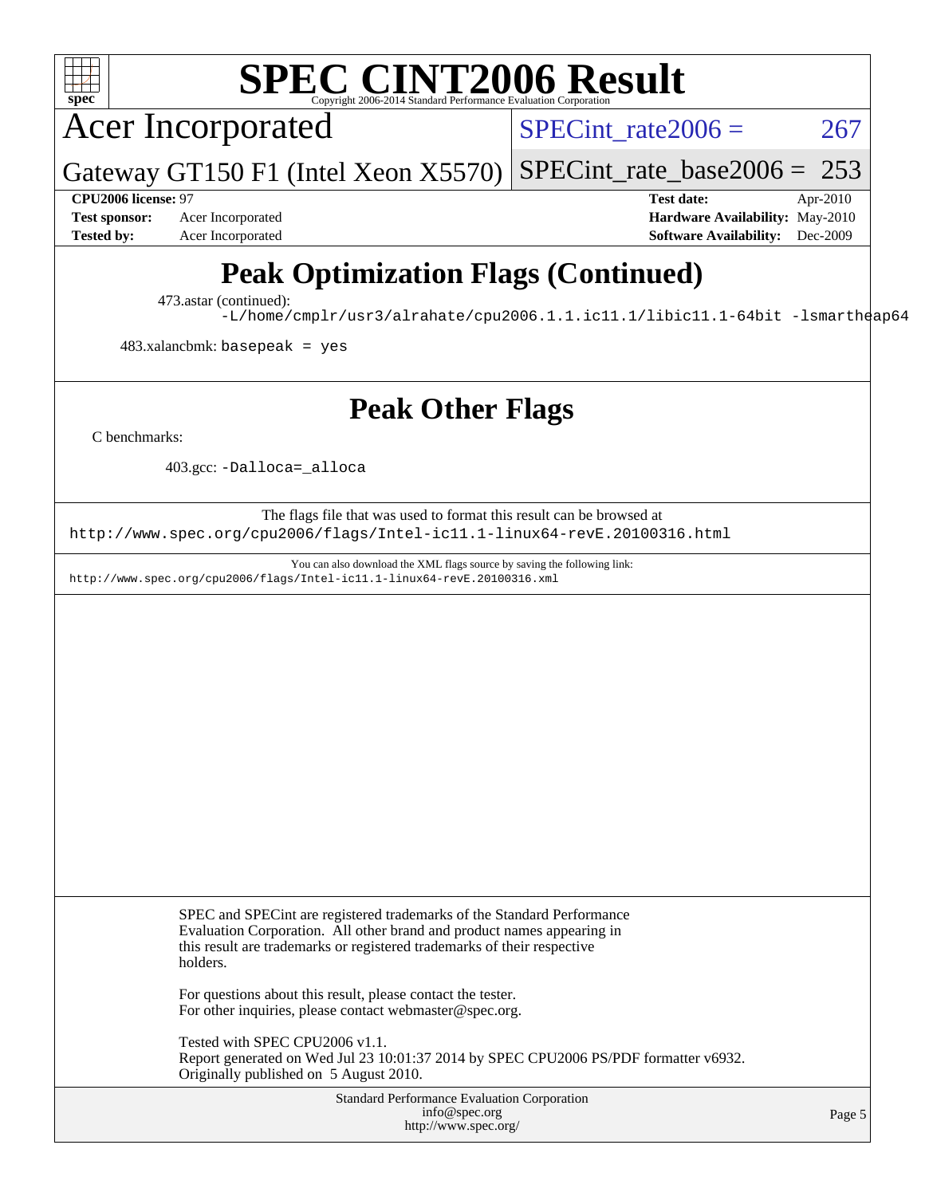# SPEC CINT2006 Result

Copyright 2006-2014 Standard Performance Evaluation Corporation

Acer Incorporated

Gateway GT150 F1 (Intel Xeon X5570)

SPECint_rate2006 = 267

SPECint_rate_base2006 = 253

**CPU2006 license:** 97
**Test sponsor:** Acer Incorporated
**Tested by:** Acer Incorporated

**Test date:** Apr-2010
**Hardware Availability:** May-2010
**Software Availability:** Dec-2009

## Peak Optimization Flags (Continued)

473.astar (continued):
`-L/home/cmplr/usr3/alrahate/cpu2006.1.1.ic11.1/libic11.1-64bit -lsmartheap64`

483.xalancbmk: `basepeak = yes`

## Peak Other Flags

C benchmarks:

403.gcc: `-Dalloca=_alloca`

The flags file that was used to format this result can be browsed at
http://www.spec.org/cpu2006/flags/Intel-ic11.1-linux64-revE.20100316.html

You can also download the XML flags source by saving the following link:
http://www.spec.org/cpu2006/flags/Intel-ic11.1-linux64-revE.20100316.xml

SPEC and SPECint are registered trademarks of the Standard Performance Evaluation Corporation. All other brand and product names appearing in this result are trademarks or registered trademarks of their respective holders.

For questions about this result, please contact the tester.
For other inquiries, please contact webmaster@spec.org.

Tested with SPEC CPU2006 v1.1.
Report generated on Wed Jul 23 10:01:37 2014 by SPEC CPU2006 PS/PDF formatter v6932.
Originally published on 5 August 2010.

Standard Performance Evaluation Corporation
info@spec.org
http://www.spec.org/